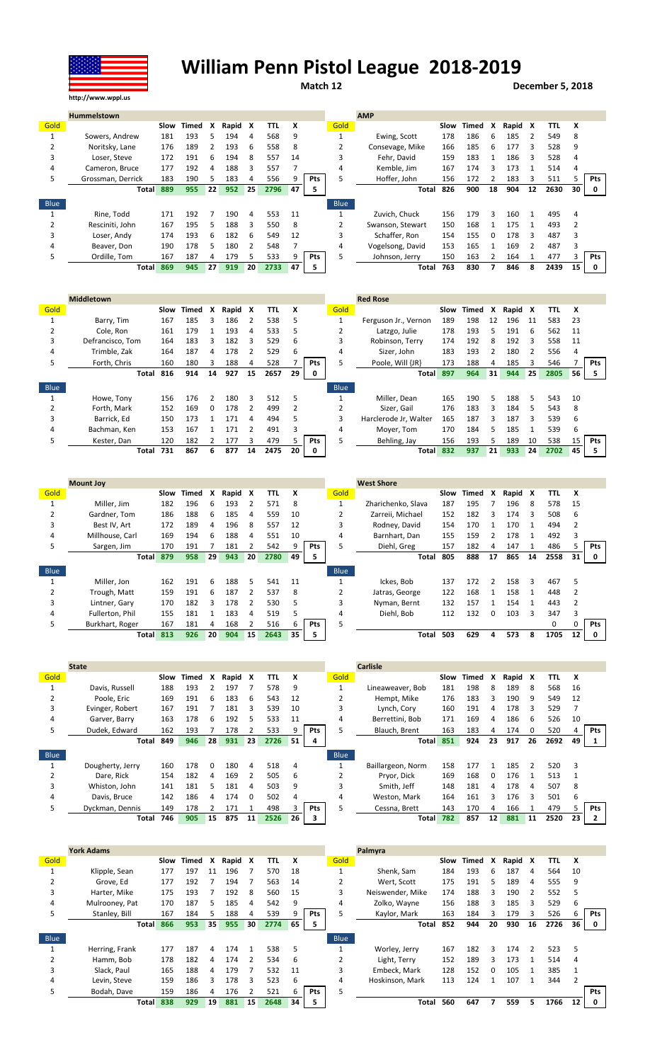# William Penn Pistol League 2018-2019

http://www.wppl.us

**Match 12** **December 5, 2018**

## Hummelstown

| Gold | | Slow | Timed | X | Rapid | X | TTL | X | |
|---|---|---|---|---|---|---|---|---|---|
| 1 | Sowers, Andrew | 181 | 193 | 5 | 194 | 4 | 568 | 9 | |
| 2 | Noritsky, Lane | 176 | 189 | 2 | 193 | 6 | 558 | 8 | |
| 3 | Loser, Steve | 172 | 191 | 6 | 194 | 8 | 557 | 14 | |
| 4 | Cameron, Bruce | 177 | 192 | 4 | 188 | 3 | 557 | 7 | |
| 5 | Grossman, Derrick | 183 | 190 | 5 | 183 | 4 | 556 | 9 | Pts |
| | Total | 889 | 955 | 22 | 952 | 25 | 2796 | 47 | 5 |

| Blue | | Slow | Timed | X | Rapid | X | TTL | X | |
|---|---|---|---|---|---|---|---|---|---|
| 1 | Rine, Todd | 171 | 192 | 7 | 190 | 4 | 553 | 11 | |
| 2 | Resciniti, John | 167 | 195 | 5 | 188 | 3 | 550 | 8 | |
| 3 | Loser, Andy | 174 | 193 | 6 | 182 | 6 | 549 | 12 | |
| 4 | Beaver, Don | 190 | 178 | 5 | 180 | 2 | 548 | 7 | |
| 5 | Ordille, Tom | 167 | 187 | 4 | 179 | 5 | 533 | 9 | Pts |
| | Total | 869 | 945 | 27 | 919 | 20 | 2733 | 47 | 5 |

## AMP

| Gold | | Slow | Timed | X | Rapid | X | TTL | X | |
|---|---|---|---|---|---|---|---|---|---|
| 1 | Ewing, Scott | 178 | 186 | 6 | 185 | 2 | 549 | 8 | |
| 2 | Consevage, Mike | 166 | 185 | 6 | 177 | 3 | 528 | 9 | |
| 3 | Fehr, David | 159 | 183 | 1 | 186 | 3 | 528 | 4 | |
| 4 | Kemble, Jim | 167 | 174 | 3 | 173 | 1 | 514 | 4 | |
| 5 | Hoffer, John | 156 | 172 | 2 | 183 | 3 | 511 | 5 | Pts |
| | Total | 826 | 900 | 18 | 904 | 12 | 2630 | 30 | 0 |

| Blue | | Slow | Timed | X | Rapid | X | TTL | X | |
|---|---|---|---|---|---|---|---|---|---|
| 1 | Zuvich, Chuck | 156 | 179 | 3 | 160 | 1 | 495 | 4 | |
| 2 | Swanson, Stewart | 150 | 168 | 1 | 175 | 1 | 493 | 2 | |
| 3 | Schaffer, Ron | 154 | 155 | 0 | 178 | 3 | 487 | 3 | |
| 4 | Vogelsong, David | 153 | 165 | 1 | 169 | 2 | 487 | 3 | |
| 5 | Johnson, Jerry | 150 | 163 | 2 | 164 | 1 | 477 | 3 | Pts |
| | Total | 763 | 830 | 7 | 846 | 8 | 2439 | 15 | 0 |

## Middletown

| Gold | | Slow | Timed | X | Rapid | X | TTL | X | |
|---|---|---|---|---|---|---|---|---|---|
| 1 | Barry, Tim | 167 | 185 | 3 | 186 | 2 | 538 | 5 | |
| 2 | Cole, Ron | 161 | 179 | 1 | 193 | 4 | 533 | 5 | |
| 3 | Defrancisco, Tom | 164 | 183 | 3 | 182 | 3 | 529 | 6 | |
| 4 | Trimble, Zak | 164 | 187 | 4 | 178 | 2 | 529 | 6 | |
| 5 | Forth, Chris | 160 | 180 | 3 | 188 | 4 | 528 | 7 | Pts |
| | Total | 816 | 914 | 14 | 927 | 15 | 2657 | 29 | 0 |

| Blue | | Slow | Timed | X | Rapid | X | TTL | X | |
|---|---|---|---|---|---|---|---|---|---|
| 1 | Howe, Tony | 156 | 176 | 2 | 180 | 3 | 512 | 5 | |
| 2 | Forth, Mark | 152 | 169 | 0 | 178 | 2 | 499 | 2 | |
| 3 | Barrick, Ed | 150 | 173 | 1 | 171 | 4 | 494 | 5 | |
| 4 | Bachman, Ken | 153 | 167 | 1 | 171 | 2 | 491 | 3 | |
| 5 | Kester, Dan | 120 | 182 | 2 | 177 | 3 | 479 | 5 | Pts |
| | Total | 731 | 867 | 6 | 877 | 14 | 2475 | 20 | 0 |

## Red Rose

| Gold | | Slow | Timed | X | Rapid | X | TTL | X | |
|---|---|---|---|---|---|---|---|---|---|
| 1 | Ferguson Jr., Vernon | 189 | 198 | 12 | 196 | 11 | 583 | 23 | |
| 2 | Latzgo, Julie | 178 | 193 | 5 | 191 | 6 | 562 | 11 | |
| 3 | Robinson, Terry | 174 | 192 | 8 | 192 | 3 | 558 | 11 | |
| 4 | Sizer, John | 183 | 193 | 2 | 180 | 2 | 556 | 4 | |
| 5 | Poole, Will {JR} | 173 | 188 | 4 | 185 | 3 | 546 | 7 | Pts |
| | Total | 897 | 964 | 31 | 944 | 25 | 2805 | 56 | 5 |

| Blue | | Slow | Timed | X | Rapid | X | TTL | X | |
|---|---|---|---|---|---|---|---|---|---|
| 1 | Miller, Dean | 165 | 190 | 5 | 188 | 5 | 543 | 10 | |
| 2 | Sizer, Gail | 176 | 183 | 3 | 184 | 5 | 543 | 8 | |
| 3 | Harclerode Jr., Walter | 165 | 187 | 3 | 187 | 3 | 539 | 6 | |
| 4 | Moyer, Tom | 170 | 184 | 5 | 185 | 1 | 539 | 6 | |
| 5 | Behling, Jay | 156 | 193 | 5 | 189 | 10 | 538 | 15 | Pts |
| | Total | 832 | 937 | 21 | 933 | 24 | 2702 | 45 | 5 |

## Mount Joy

| Gold | | Slow | Timed | X | Rapid | X | TTL | X | |
|---|---|---|---|---|---|---|---|---|---|
| 1 | Miller, Jim | 182 | 196 | 6 | 193 | 2 | 571 | 8 | |
| 2 | Gardner, Tom | 186 | 188 | 6 | 185 | 4 | 559 | 10 | |
| 3 | Best IV, Art | 172 | 189 | 4 | 196 | 8 | 557 | 12 | |
| 4 | Millhouse, Carl | 169 | 194 | 6 | 188 | 4 | 551 | 10 | |
| 5 | Sargen, Jim | 170 | 191 | 7 | 181 | 2 | 542 | 9 | Pts |
| | Total | 879 | 958 | 29 | 943 | 20 | 2780 | 49 | 5 |

| Blue | | Slow | Timed | X | Rapid | X | TTL | X | |
|---|---|---|---|---|---|---|---|---|---|
| 1 | Miller, Jon | 162 | 191 | 6 | 188 | 5 | 541 | 11 | |
| 2 | Trough, Matt | 159 | 191 | 6 | 187 | 2 | 537 | 8 | |
| 3 | Lintner, Gary | 170 | 182 | 3 | 178 | 2 | 530 | 5 | |
| 4 | Fullerton, Phil | 155 | 181 | 1 | 183 | 4 | 519 | 5 | |
| 5 | Burkhart, Roger | 167 | 181 | 4 | 168 | 2 | 516 | 6 | Pts |
| | Total | 813 | 926 | 20 | 904 | 15 | 2643 | 35 | 5 |

## West Shore

| Gold | | Slow | Timed | X | Rapid | X | TTL | X | |
|---|---|---|---|---|---|---|---|---|---|
| 1 | Zharichenko, Slava | 187 | 195 | 7 | 196 | 8 | 578 | 15 | |
| 2 | Zarreii, Michael | 152 | 182 | 3 | 174 | 3 | 508 | 6 | |
| 3 | Rodney, David | 154 | 170 | 1 | 170 | 1 | 494 | 2 | |
| 4 | Barnhart, Dan | 155 | 159 | 2 | 178 | 1 | 492 | 3 | |
| 5 | Diehl, Greg | 157 | 182 | 4 | 147 | 1 | 486 | 5 | Pts |
| | Total | 805 | 888 | 17 | 865 | 14 | 2558 | 31 | 0 |

| Blue | | Slow | Timed | X | Rapid | X | TTL | X | |
|---|---|---|---|---|---|---|---|---|---|
| 1 | Ickes, Bob | 137 | 172 | 2 | 158 | 3 | 467 | 5 | |
| 2 | Jatras, George | 122 | 168 | 1 | 158 | 1 | 448 | 2 | |
| 3 | Nyman, Bernt | 132 | 157 | 1 | 154 | 1 | 443 | 2 | |
| 4 | Diehl, Bob | 112 | 132 | 0 | 103 | 3 | 347 | 3 | |
| 5 | | | | | | | 0 | 0 | Pts |
| | Total | 503 | 629 | 4 | 573 | 8 | 1705 | 12 | 0 |

## State

| Gold | | Slow | Timed | X | Rapid | X | TTL | X | |
|---|---|---|---|---|---|---|---|---|---|
| 1 | Davis, Russell | 188 | 193 | 2 | 197 | 7 | 578 | 9 | |
| 2 | Poole, Eric | 169 | 191 | 6 | 183 | 6 | 543 | 12 | |
| 3 | Evinger, Robert | 167 | 191 | 7 | 181 | 3 | 539 | 10 | |
| 4 | Garver, Barry | 163 | 178 | 6 | 192 | 5 | 533 | 11 | |
| 5 | Dudek, Edward | 162 | 193 | 7 | 178 | 2 | 533 | 9 | Pts |
| | Total | 849 | 946 | 28 | 931 | 23 | 2726 | 51 | 4 |

| Blue | | Slow | Timed | X | Rapid | X | TTL | X | |
|---|---|---|---|---|---|---|---|---|---|
| 1 | Dougherty, Jerry | 160 | 178 | 0 | 180 | 4 | 518 | 4 | |
| 2 | Dare, Rick | 154 | 182 | 4 | 169 | 2 | 505 | 6 | |
| 3 | Whiston, John | 141 | 181 | 5 | 181 | 4 | 503 | 9 | |
| 4 | Davis, Bruce | 142 | 186 | 4 | 174 | 0 | 502 | 4 | |
| 5 | Dyckman, Dennis | 149 | 178 | 2 | 171 | 1 | 498 | 3 | Pts |
| | Total | 746 | 905 | 15 | 875 | 11 | 2526 | 26 | 3 |

## Carlisle

| Gold | | Slow | Timed | X | Rapid | X | TTL | X | |
|---|---|---|---|---|---|---|---|---|---|
| 1 | Lineaweaver, Bob | 181 | 198 | 8 | 189 | 8 | 568 | 16 | |
| 2 | Hempt, Mike | 176 | 183 | 3 | 190 | 9 | 549 | 12 | |
| 3 | Lynch, Cory | 160 | 191 | 4 | 178 | 3 | 529 | 7 | |
| 4 | Berrettini, Bob | 171 | 169 | 4 | 186 | 6 | 526 | 10 | |
| 5 | Blauch, Brent | 163 | 183 | 4 | 174 | 0 | 520 | 4 | Pts |
| | Total | 851 | 924 | 23 | 917 | 26 | 2692 | 49 | 1 |

| Blue | | Slow | Timed | X | Rapid | X | TTL | X | |
|---|---|---|---|---|---|---|---|---|---|
| 1 | Baillargeon, Norm | 158 | 177 | 1 | 185 | 2 | 520 | 3 | |
| 2 | Pryor, Dick | 169 | 168 | 0 | 176 | 1 | 513 | 1 | |
| 3 | Smith, Jeff | 148 | 181 | 4 | 178 | 4 | 507 | 8 | |
| 4 | Weston, Mark | 164 | 161 | 3 | 176 | 3 | 501 | 6 | |
| 5 | Cessna, Brett | 143 | 170 | 4 | 166 | 1 | 479 | 5 | Pts |
| | Total | 782 | 857 | 12 | 881 | 11 | 2520 | 23 | 2 |

## York Adams

| Gold | | Slow | Timed | X | Rapid | X | TTL | X | |
|---|---|---|---|---|---|---|---|---|---|
| 1 | Klipple, Sean | 177 | 197 | 11 | 196 | 7 | 570 | 18 | |
| 2 | Grove, Ed | 177 | 192 | 7 | 194 | 7 | 563 | 14 | |
| 3 | Harter, Mike | 175 | 193 | 7 | 192 | 8 | 560 | 15 | |
| 4 | Mulrooney, Pat | 170 | 187 | 5 | 185 | 4 | 542 | 9 | |
| 5 | Stanley, Bill | 167 | 184 | 5 | 188 | 4 | 539 | 9 | Pts |
| | Total | 866 | 953 | 35 | 955 | 30 | 2774 | 65 | 5 |

| Blue | | Slow | Timed | X | Rapid | X | TTL | X | |
|---|---|---|---|---|---|---|---|---|---|
| 1 | Herring, Frank | 177 | 187 | 4 | 174 | 1 | 538 | 5 | |
| 2 | Hamm, Bob | 178 | 182 | 4 | 174 | 2 | 534 | 6 | |
| 3 | Slack, Paul | 165 | 188 | 4 | 179 | 7 | 532 | 11 | |
| 4 | Levin, Steve | 159 | 186 | 3 | 178 | 3 | 523 | 6 | |
| 5 | Bodah, Dave | 159 | 186 | 4 | 176 | 2 | 521 | 6 | Pts |
| | Total | 838 | 929 | 19 | 881 | 15 | 2648 | 34 | 5 |

## Palmyra

| Gold | | Slow | Timed | X | Rapid | X | TTL | X | |
|---|---|---|---|---|---|---|---|---|---|
| 1 | Shenk, Sam | 184 | 193 | 6 | 187 | 4 | 564 | 10 | |
| 2 | Wert, Scott | 175 | 191 | 5 | 189 | 4 | 555 | 9 | |
| 3 | Neiswender, Mike | 174 | 188 | 3 | 190 | 2 | 552 | 5 | |
| 4 | Zolko, Wayne | 156 | 188 | 3 | 185 | 3 | 529 | 6 | |
| 5 | Kaylor, Mark | 163 | 184 | 3 | 179 | 3 | 526 | 6 | Pts |
| | Total | 852 | 944 | 20 | 930 | 16 | 2726 | 36 | 0 |

| Blue | | Slow | Timed | X | Rapid | X | TTL | X | |
|---|---|---|---|---|---|---|---|---|---|
| 1 | Worley, Jerry | 167 | 182 | 3 | 174 | 2 | 523 | 5 | |
| 2 | Light, Terry | 152 | 189 | 3 | 173 | 1 | 514 | 4 | |
| 3 | Embeck, Mark | 128 | 152 | 0 | 105 | 1 | 385 | 1 | |
| 4 | Hoskinson, Mark | 113 | 124 | 1 | 107 | 1 | 344 | 2 | |
| 5 | | | | | | | | | Pts |
| | Total | 560 | 647 | 7 | 559 | 5 | 1766 | 12 | 0 |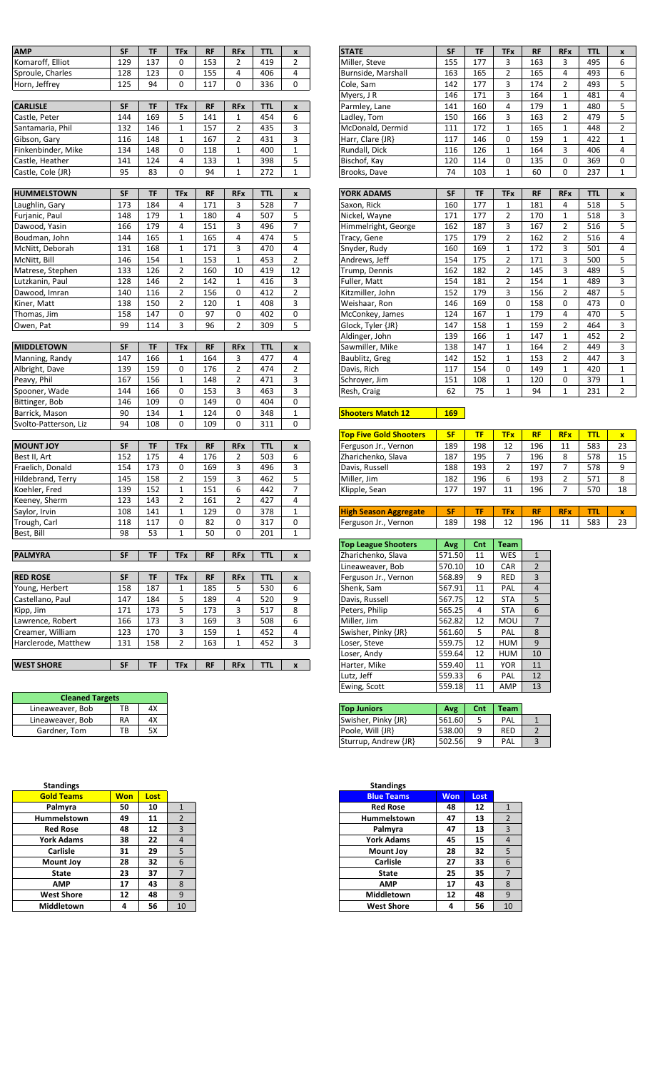| AMP | SF | TF | TFx | RF | RFx | TTL | x |
|---|---|---|---|---|---|---|---|
| Komaroff, Elliot | 129 | 137 | 0 | 153 | 2 | 419 | 2 |
| Sproule, Charles | 128 | 123 | 0 | 155 | 4 | 406 | 4 |
| Horn, Jeffrey | 125 | 94 | 0 | 117 | 0 | 336 | 0 |

| CARLISLE | SF | TF | TFx | RF | RFx | TTL | x |
|---|---|---|---|---|---|---|---|
| Castle, Peter | 144 | 169 | 5 | 141 | 1 | 454 | 6 |
| Santamaria, Phil | 132 | 146 | 1 | 157 | 2 | 435 | 3 |
| Gibson, Gary | 116 | 148 | 1 | 167 | 2 | 431 | 3 |
| Finkenbinder, Mike | 134 | 148 | 0 | 118 | 1 | 400 | 1 |
| Castle, Heather | 141 | 124 | 4 | 133 | 1 | 398 | 5 |
| Castle, Cole {JR} | 95 | 83 | 0 | 94 | 1 | 272 | 1 |

| HUMMELSTOWN | SF | TF | TFx | RF | RFx | TTL | x |
|---|---|---|---|---|---|---|---|
| Laughlin, Gary | 173 | 184 | 4 | 171 | 3 | 528 | 7 |
| Furjanic, Paul | 148 | 179 | 1 | 180 | 4 | 507 | 5 |
| Dawood, Yasin | 166 | 179 | 4 | 151 | 3 | 496 | 7 |
| Boudman, John | 144 | 165 | 1 | 165 | 4 | 474 | 5 |
| McNitt, Deborah | 131 | 168 | 1 | 171 | 3 | 470 | 4 |
| McNitt, Bill | 146 | 154 | 1 | 153 | 1 | 453 | 2 |
| Matrese, Stephen | 133 | 126 | 2 | 160 | 10 | 419 | 12 |
| Lutzkanin, Paul | 128 | 146 | 2 | 142 | 1 | 416 | 3 |
| Dawood, Imran | 140 | 116 | 2 | 156 | 0 | 412 | 2 |
| Kiner, Matt | 138 | 150 | 2 | 120 | 1 | 408 | 3 |
| Thomas, Jim | 158 | 147 | 0 | 97 | 0 | 402 | 0 |
| Owen, Pat | 99 | 114 | 3 | 96 | 2 | 309 | 5 |

| MIDDLETOWN | SF | TF | TFx | RF | RFx | TTL | x |
|---|---|---|---|---|---|---|---|
| Manning, Randy | 147 | 166 | 1 | 164 | 3 | 477 | 4 |
| Albright, Dave | 139 | 159 | 0 | 176 | 2 | 474 | 2 |
| Peavy, Phil | 167 | 156 | 1 | 148 | 2 | 471 | 3 |
| Spooner, Wade | 144 | 166 | 0 | 153 | 3 | 463 | 3 |
| Bittinger, Bob | 146 | 109 | 0 | 149 | 0 | 404 | 0 |
| Barrick, Mason | 90 | 134 | 1 | 124 | 0 | 348 | 1 |
| Svolto-Patterson, Liz | 94 | 108 | 0 | 109 | 0 | 311 | 0 |

| MOUNT JOY | SF | TF | TFx | RF | RFx | TTL | x |
|---|---|---|---|---|---|---|---|
| Best II, Art | 152 | 175 | 4 | 176 | 2 | 503 | 6 |
| Fraelich, Donald | 154 | 173 | 0 | 169 | 3 | 496 | 3 |
| Hildebrand, Terry | 145 | 158 | 2 | 159 | 3 | 462 | 5 |
| Koehler, Fred | 139 | 152 | 1 | 151 | 6 | 442 | 7 |
| Keeney, Sherm | 123 | 143 | 2 | 161 | 2 | 427 | 4 |
| Saylor, Irvin | 108 | 141 | 1 | 129 | 0 | 378 | 1 |
| Trough, Carl | 118 | 117 | 0 | 82 | 0 | 317 | 0 |
| Best, Bill | 98 | 53 | 1 | 50 | 0 | 201 | 1 |

| PALMYRA | SF | TF | TFx | RF | RFx | TTL | x |
|---|---|---|---|---|---|---|---|

| RED ROSE | SF | TF | TFx | RF | RFx | TTL | x |
|---|---|---|---|---|---|---|---|
| Young, Herbert | 158 | 187 | 1 | 185 | 5 | 530 | 6 |
| Castellano, Paul | 147 | 184 | 5 | 189 | 4 | 520 | 9 |
| Kipp, Jim | 171 | 173 | 5 | 173 | 3 | 517 | 8 |
| Lawrence, Robert | 166 | 173 | 3 | 169 | 3 | 508 | 6 |
| Creamer, William | 123 | 170 | 3 | 159 | 1 | 452 | 4 |
| Harclerode, Matthew | 131 | 158 | 2 | 163 | 1 | 452 | 3 |

| WEST SHORE | SF | TF | TFx | RF | RFx | TTL | x |
|---|---|---|---|---|---|---|---|

| Cleaned Targets | | |
|---|---|---|
| Lineaweaver, Bob | TB | 4X |
| Lineaweaver, Bob | RA | 4X |
| Gardner, Tom | TB | 5X |

| STATE | SF | TF | TFx | RF | RFx | TTL | x |
|---|---|---|---|---|---|---|---|
| Miller, Steve | 155 | 177 | 3 | 163 | 3 | 495 | 6 |
| Burnside, Marshall | 163 | 165 | 2 | 165 | 4 | 493 | 6 |
| Cole, Sam | 142 | 177 | 3 | 174 | 2 | 493 | 5 |
| Myers, J R | 146 | 171 | 3 | 164 | 1 | 481 | 4 |
| Parmley, Lane | 141 | 160 | 4 | 179 | 1 | 480 | 5 |
| Ladley, Tom | 150 | 166 | 3 | 163 | 2 | 479 | 5 |
| McDonald, Dermid | 111 | 172 | 1 | 165 | 1 | 448 | 2 |
| Harr, Clare {JR} | 117 | 146 | 0 | 159 | 1 | 422 | 1 |
| Rundall, Dick | 116 | 126 | 1 | 164 | 3 | 406 | 4 |
| Bischof, Kay | 120 | 114 | 0 | 135 | 0 | 369 | 0 |
| Brooks, Dave | 74 | 103 | 1 | 60 | 0 | 237 | 1 |

| YORK ADAMS | SF | TF | TFx | RF | RFx | TTL | x |
|---|---|---|---|---|---|---|---|
| Saxon, Rick | 160 | 177 | 1 | 181 | 4 | 518 | 5 |
| Nickel, Wayne | 171 | 177 | 2 | 170 | 1 | 518 | 3 |
| Himmelright, George | 162 | 187 | 3 | 167 | 2 | 516 | 5 |
| Tracy, Gene | 175 | 179 | 2 | 162 | 2 | 516 | 4 |
| Snyder, Rudy | 160 | 169 | 1 | 172 | 3 | 501 | 4 |
| Andrews, Jeff | 154 | 175 | 2 | 171 | 3 | 500 | 5 |
| Trump, Dennis | 162 | 182 | 2 | 145 | 3 | 489 | 5 |
| Fuller, Matt | 154 | 181 | 2 | 154 | 1 | 489 | 3 |
| Kitzmiller, John | 152 | 179 | 3 | 156 | 2 | 487 | 5 |
| Weishaar, Ron | 146 | 169 | 0 | 158 | 0 | 473 | 0 |
| McConkey, James | 124 | 167 | 1 | 179 | 4 | 470 | 5 |
| Glock, Tyler {JR} | 147 | 158 | 1 | 159 | 2 | 464 | 3 |
| Aldinger, John | 139 | 166 | 1 | 147 | 1 | 452 | 2 |
| Sawmiller, Mike | 138 | 147 | 1 | 164 | 2 | 449 | 3 |
| Baublitz, Greg | 142 | 152 | 1 | 153 | 2 | 447 | 3 |
| Davis, Rich | 117 | 154 | 0 | 149 | 1 | 420 | 1 |
| Schroyer, Jim | 151 | 108 | 1 | 120 | 0 | 379 | 1 |
| Resh, Craig | 62 | 75 | 1 | 94 | 1 | 231 | 2 |

**Shooters Match 12** 169

| Top Five Gold Shooters | SF | TF | TFx | RF | RFx | TTL | x |
|---|---|---|---|---|---|---|---|
| Ferguson Jr., Vernon | 189 | 198 | 12 | 196 | 11 | 583 | 23 |
| Zharichenko, Slava | 187 | 195 | 7 | 196 | 8 | 578 | 15 |
| Davis, Russell | 188 | 193 | 2 | 197 | 7 | 578 | 9 |
| Miller, Jim | 182 | 196 | 6 | 193 | 2 | 571 | 8 |
| Klipple, Sean | 177 | 197 | 11 | 196 | 7 | 570 | 18 |

| High Season Aggregate | SF | TF | TFx | RF | RFx | TTL | x |
|---|---|---|---|---|---|---|---|
| Ferguson Jr., Vernon | 189 | 198 | 12 | 196 | 11 | 583 | 23 |

| Top League Shooters | Avg | Cnt | Team | |
|---|---|---|---|---|
| Zharichenko, Slava | 571.50 | 11 | WES | 1 |
| Lineaweaver, Bob | 570.10 | 10 | CAR | 2 |
| Ferguson Jr., Vernon | 568.89 | 9 | RED | 3 |
| Shenk, Sam | 567.91 | 11 | PAL | 4 |
| Davis, Russell | 567.75 | 12 | STA | 5 |
| Peters, Philip | 565.25 | 4 | STA | 6 |
| Miller, Jim | 562.82 | 12 | MOU | 7 |
| Swisher, Pinky {JR} | 561.60 | 5 | PAL | 8 |
| Loser, Steve | 559.75 | 12 | HUM | 9 |
| Loser, Andy | 559.64 | 12 | HUM | 10 |
| Harter, Mike | 559.40 | 11 | YOR | 11 |
| Lutz, Jeff | 559.33 | 6 | PAL | 12 |
| Ewing, Scott | 559.18 | 11 | AMP | 13 |

| Top Juniors | Avg | Cnt | Team | |
|---|---|---|---|---|
| Swisher, Pinky {JR} | 561.60 | 5 | PAL | 1 |
| Poole, Will {JR} | 538.00 | 9 | RED | 2 |
| Sturrup, Andrew {JR} | 502.56 | 9 | PAL | 3 |

**Standings**

| Gold Teams | Won | Lost | |
|---|---|---|---|
| Palmyra | 50 | 10 | 1 |
| Hummelstown | 49 | 11 | 2 |
| Red Rose | 48 | 12 | 3 |
| York Adams | 38 | 22 | 4 |
| Carlisle | 31 | 29 | 5 |
| Mount Joy | 28 | 32 | 6 |
| State | 23 | 37 | 7 |
| AMP | 17 | 43 | 8 |
| West Shore | 12 | 48 | 9 |
| Middletown | 4 | 56 | 10 |

**Standings**

| Blue Teams | Won | Lost | |
|---|---|---|---|
| Red Rose | 48 | 12 | 1 |
| Hummelstown | 47 | 13 | 2 |
| Palmyra | 47 | 13 | 3 |
| York Adams | 45 | 15 | 4 |
| Mount Joy | 28 | 32 | 5 |
| Carlisle | 27 | 33 | 6 |
| State | 25 | 35 | 7 |
| AMP | 17 | 43 | 8 |
| Middletown | 12 | 48 | 9 |
| West Shore | 4 | 56 | 10 |